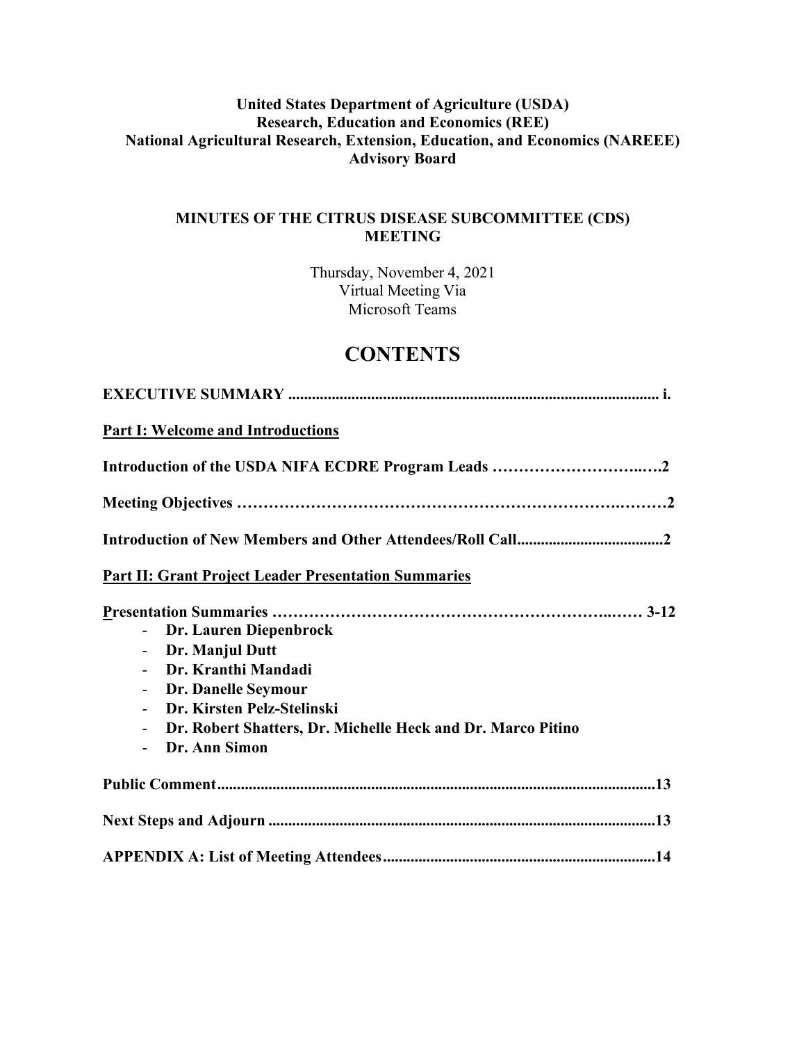**United States Department of Agriculture (USDA)**
**Research, Education and Economics (REE)**
**National Agricultural Research, Extension, Education, and Economics (NAREEE)**
**Advisory Board**

**MINUTES OF THE CITRUS DISEASE SUBCOMMITTEE (CDS) MEETING**

Thursday, November 4, 2021
Virtual Meeting Via
Microsoft Teams

# CONTENTS

**EXECUTIVE SUMMARY .............................................................................................. i.**

**Part I: Welcome and Introductions**

**Introduction of the USDA NIFA ECDRE Program Leads …………………………..….2**

**Meeting Objectives ………………………………………………………………….………2**

**Introduction of New Members and Other Attendees/Roll Call.....................................2**

**Part II: Grant Project Leader Presentation Summaries**

**Presentation Summaries ……………………………………………………..…… 3-12**

- **Dr. Lauren Diepenbrock**
- **Dr. Manjul Dutt**
- **Dr. Kranthi Mandadi**
- **Dr. Danelle Seymour**
- **Dr. Kirsten Pelz-Stelinski**
- **Dr. Robert Shatters, Dr. Michelle Heck and Dr. Marco Pitino**
- **Dr. Ann Simon**

**Public Comment...............................................................................................................13**

**Next Steps and Adjourn ..................................................................................................13**

**APPENDIX A: List of Meeting Attendees.....................................................................14**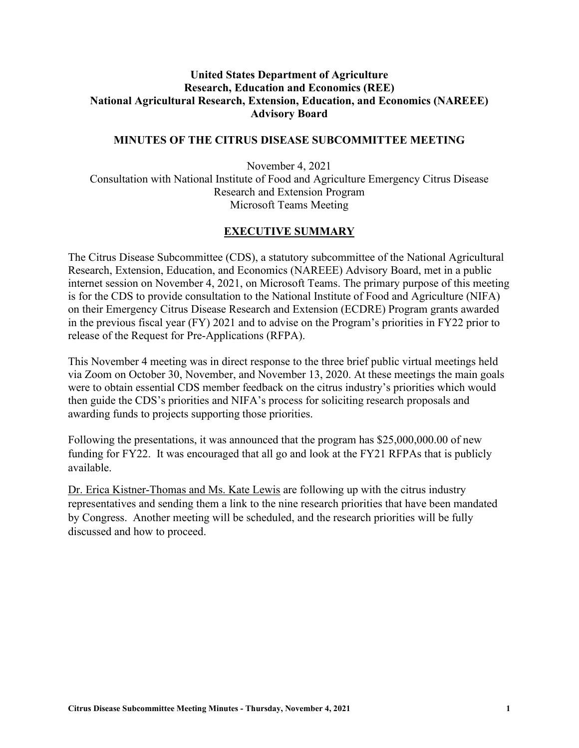**United States Department of Agriculture**
**Research, Education and Economics (REE)**
**National Agricultural Research, Extension, Education, and Economics (NAREEE)**
**Advisory Board**

**MINUTES OF THE CITRUS DISEASE SUBCOMMITTEE MEETING**

November 4, 2021
Consultation with National Institute of Food and Agriculture Emergency Citrus Disease Research and Extension Program
Microsoft Teams Meeting

## EXECUTIVE SUMMARY

The Citrus Disease Subcommittee (CDS), a statutory subcommittee of the National Agricultural Research, Extension, Education, and Economics (NAREEE) Advisory Board, met in a public internet session on November 4, 2021, on Microsoft Teams. The primary purpose of this meeting is for the CDS to provide consultation to the National Institute of Food and Agriculture (NIFA) on their Emergency Citrus Disease Research and Extension (ECDRE) Program grants awarded in the previous fiscal year (FY) 2021 and to advise on the Program's priorities in FY22 prior to release of the Request for Pre-Applications (RFPA).

This November 4 meeting was in direct response to the three brief public virtual meetings held via Zoom on October 30, November, and November 13, 2020. At these meetings the main goals were to obtain essential CDS member feedback on the citrus industry's priorities which would then guide the CDS's priorities and NIFA's process for soliciting research proposals and awarding funds to projects supporting those priorities.

Following the presentations, it was announced that the program has $25,000,000.00 of new funding for FY22. It was encouraged that all go and look at the FY21 RFPAs that is publicly available.

<u>Dr. Erica Kistner-Thomas and Ms. Kate Lewis</u> are following up with the citrus industry representatives and sending them a link to the nine research priorities that have been mandated by Congress. Another meeting will be scheduled, and the research priorities will be fully discussed and how to proceed.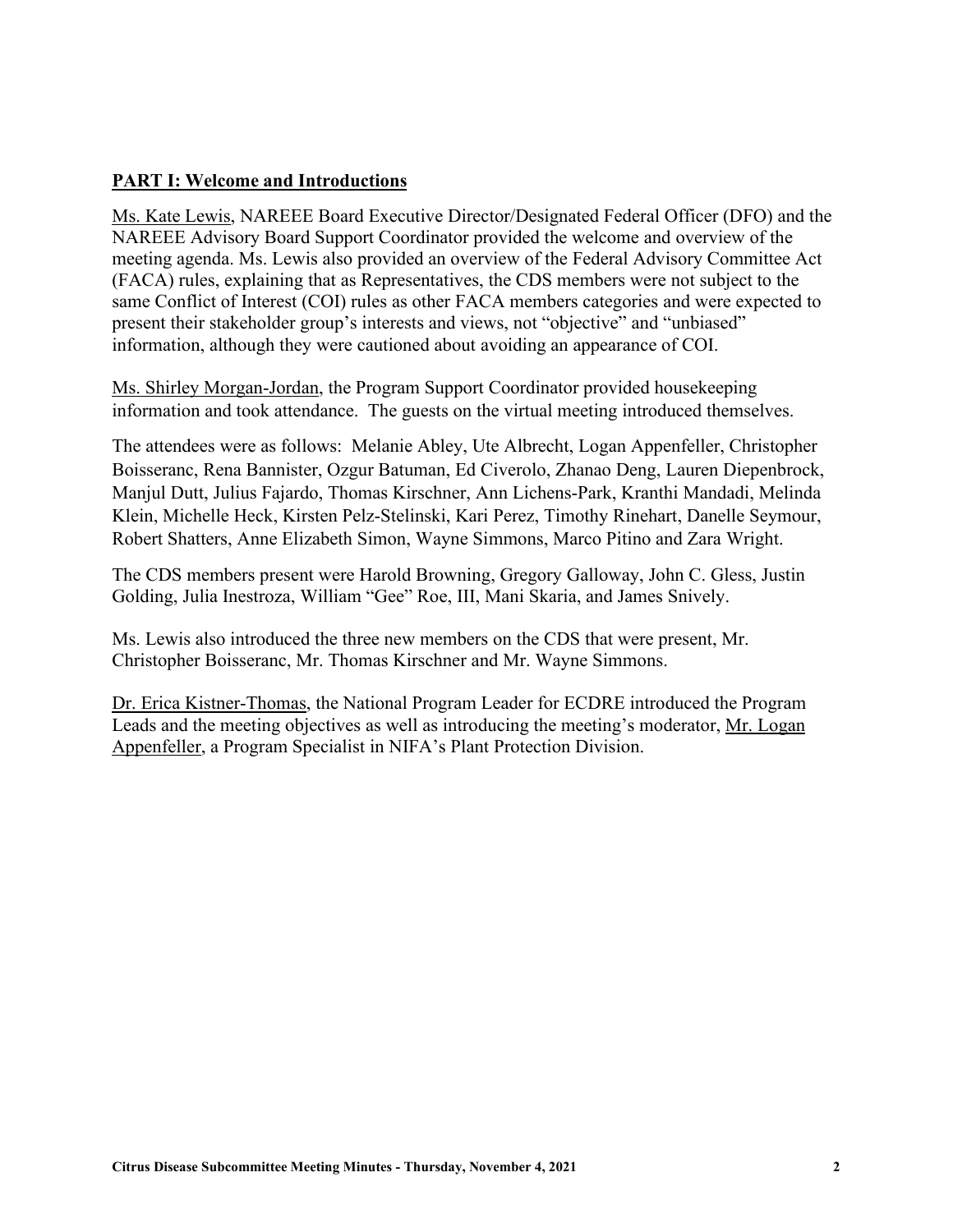## PART I: Welcome and Introductions

Ms. Kate Lewis, NAREEE Board Executive Director/Designated Federal Officer (DFO) and the NAREEE Advisory Board Support Coordinator provided the welcome and overview of the meeting agenda. Ms. Lewis also provided an overview of the Federal Advisory Committee Act (FACA) rules, explaining that as Representatives, the CDS members were not subject to the same Conflict of Interest (COI) rules as other FACA members categories and were expected to present their stakeholder group's interests and views, not "objective" and "unbiased" information, although they were cautioned about avoiding an appearance of COI.

Ms. Shirley Morgan-Jordan, the Program Support Coordinator provided housekeeping information and took attendance. The guests on the virtual meeting introduced themselves.

The attendees were as follows: Melanie Abley, Ute Albrecht, Logan Appenfeller, Christopher Boisseranc, Rena Bannister, Ozgur Batuman, Ed Civerolo, Zhanao Deng, Lauren Diepenbrock, Manjul Dutt, Julius Fajardo, Thomas Kirschner, Ann Lichens-Park, Kranthi Mandadi, Melinda Klein, Michelle Heck, Kirsten Pelz-Stelinski, Kari Perez, Timothy Rinehart, Danelle Seymour, Robert Shatters, Anne Elizabeth Simon, Wayne Simmons, Marco Pitino and Zara Wright.

The CDS members present were Harold Browning, Gregory Galloway, John C. Gless, Justin Golding, Julia Inestroza, William "Gee" Roe, III, Mani Skaria, and James Snively.

Ms. Lewis also introduced the three new members on the CDS that were present, Mr. Christopher Boisseranc, Mr. Thomas Kirschner and Mr. Wayne Simmons.

Dr. Erica Kistner-Thomas, the National Program Leader for ECDRE introduced the Program Leads and the meeting objectives as well as introducing the meeting's moderator, Mr. Logan Appenfeller, a Program Specialist in NIFA's Plant Protection Division.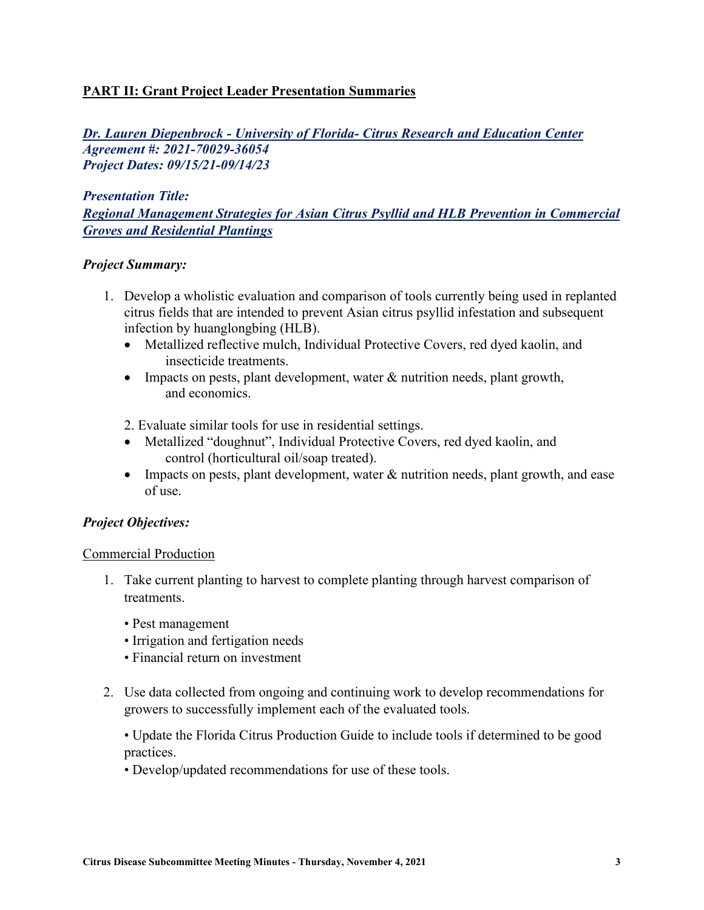## PART II: Grant Project Leader Presentation Summaries

***Dr. Lauren Diepenbrock - University of Florida- Citrus Research and Education Center***
***Agreement #: 2021-70029-36054***
***Project Dates: 09/15/21-09/14/23***

***Presentation Title:***
***Regional Management Strategies for Asian Citrus Psyllid and HLB Prevention in Commercial Groves and Residential Plantings***

***Project Summary:***

1. Develop a wholistic evaluation and comparison of tools currently being used in replanted citrus fields that are intended to prevent Asian citrus psyllid infestation and subsequent infection by huanglongbing (HLB).
   - Metallized reflective mulch, Individual Protective Covers, red dyed kaolin, and insecticide treatments.
   - Impacts on pests, plant development, water & nutrition needs, plant growth, and economics.

2. Evaluate similar tools for use in residential settings.
   - Metallized "doughnut", Individual Protective Covers, red dyed kaolin, and control (horticultural oil/soap treated).
   - Impacts on pests, plant development, water & nutrition needs, plant growth, and ease of use.

***Project Objectives:***

Commercial Production

1. Take current planting to harvest to complete planting through harvest comparison of treatments.

   • Pest management
   • Irrigation and fertigation needs
   • Financial return on investment

2. Use data collected from ongoing and continuing work to develop recommendations for growers to successfully implement each of the evaluated tools.

   • Update the Florida Citrus Production Guide to include tools if determined to be good practices.
   • Develop/updated recommendations for use of these tools.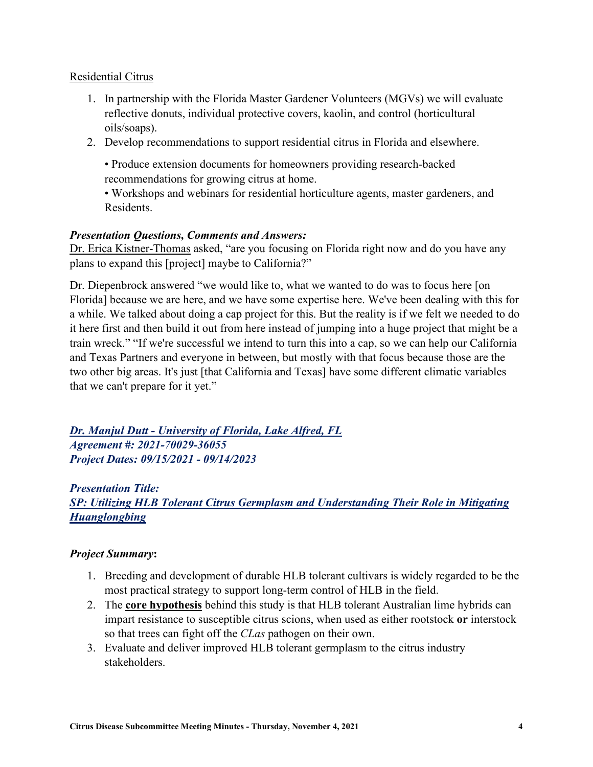Residential Citrus

1. In partnership with the Florida Master Gardener Volunteers (MGVs) we will evaluate reflective donuts, individual protective covers, kaolin, and control (horticultural oils/soaps).
2. Develop recommendations to support residential citrus in Florida and elsewhere.

   • Produce extension documents for homeowners providing research-backed recommendations for growing citrus at home.
   • Workshops and webinars for residential horticulture agents, master gardeners, and Residents.

***Presentation Questions, Comments and Answers:***
Dr. Erica Kistner-Thomas asked, "are you focusing on Florida right now and do you have any plans to expand this [project] maybe to California?"

Dr. Diepenbrock answered "we would like to, what we wanted to do was to focus here [on Florida] because we are here, and we have some expertise here. We've been dealing with this for a while. We talked about doing a cap project for this. But the reality is if we felt we needed to do it here first and then build it out from here instead of jumping into a huge project that might be a train wreck." "If we're successful we intend to turn this into a cap, so we can help our California and Texas Partners and everyone in between, but mostly with that focus because those are the two other big areas. It's just [that California and Texas] have some different climatic variables that we can't prepare for it yet."

***Dr. Manjul Dutt - University of Florida, Lake Alfred, FL***
***Agreement #: 2021-70029-36055***
***Project Dates: 09/15/2021 - 09/14/2023***

***Presentation Title:***
***SP: Utilizing HLB Tolerant Citrus Germplasm and Understanding Their Role in Mitigating Huanglongbing***

***Project Summary*:**

1. Breeding and development of durable HLB tolerant cultivars is widely regarded to be the most practical strategy to support long-term control of HLB in the field.
2. The **core hypothesis** behind this study is that HLB tolerant Australian lime hybrids can impart resistance to susceptible citrus scions, when used as either rootstock **or** interstock so that trees can fight off the *CLas* pathogen on their own.
3. Evaluate and deliver improved HLB tolerant germplasm to the citrus industry stakeholders.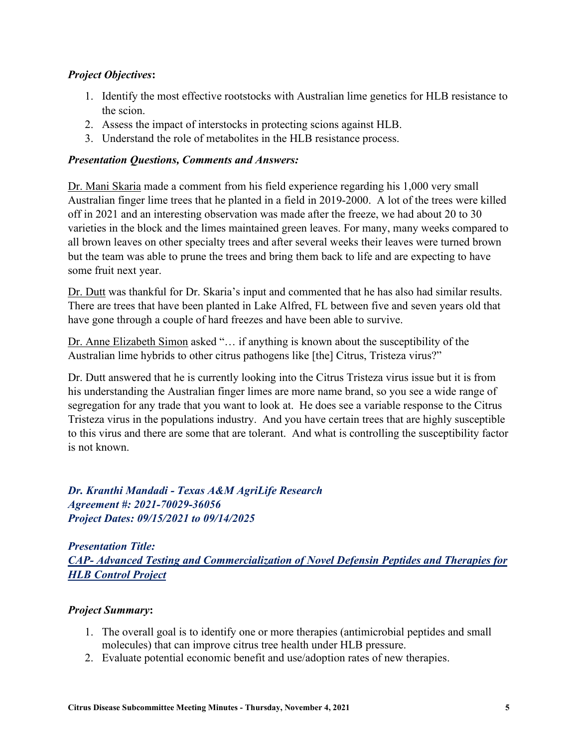***Project Objectives*:**

1. Identify the most effective rootstocks with Australian lime genetics for HLB resistance to the scion.
2. Assess the impact of interstocks in protecting scions against HLB.
3. Understand the role of metabolites in the HLB resistance process.

***Presentation Questions, Comments and Answers:***

Dr. Mani Skaria made a comment from his field experience regarding his 1,000 very small Australian finger lime trees that he planted in a field in 2019-2000. A lot of the trees were killed off in 2021 and an interesting observation was made after the freeze, we had about 20 to 30 varieties in the block and the limes maintained green leaves. For many, many weeks compared to all brown leaves on other specialty trees and after several weeks their leaves were turned brown but the team was able to prune the trees and bring them back to life and are expecting to have some fruit next year.

Dr. Dutt was thankful for Dr. Skaria's input and commented that he has also had similar results. There are trees that have been planted in Lake Alfred, FL between five and seven years old that have gone through a couple of hard freezes and have been able to survive.

Dr. Anne Elizabeth Simon asked "… if anything is known about the susceptibility of the Australian lime hybrids to other citrus pathogens like [the] Citrus, Tristeza virus?"

Dr. Dutt answered that he is currently looking into the Citrus Tristeza virus issue but it is from his understanding the Australian finger limes are more name brand, so you see a wide range of segregation for any trade that you want to look at. He does see a variable response to the Citrus Tristeza virus in the populations industry. And you have certain trees that are highly susceptible to this virus and there are some that are tolerant. And what is controlling the susceptibility factor is not known.

***Dr. Kranthi Mandadi - Texas A&M AgriLife Research***
***Agreement #: 2021-70029-36056***
***Project Dates: 09/15/2021 to 09/14/2025***

***Presentation Title:***
***CAP- Advanced Testing and Commercialization of Novel Defensin Peptides and Therapies for HLB Control Project***

***Project Summary*:**

1. The overall goal is to identify one or more therapies (antimicrobial peptides and small molecules) that can improve citrus tree health under HLB pressure.
2. Evaluate potential economic benefit and use/adoption rates of new therapies.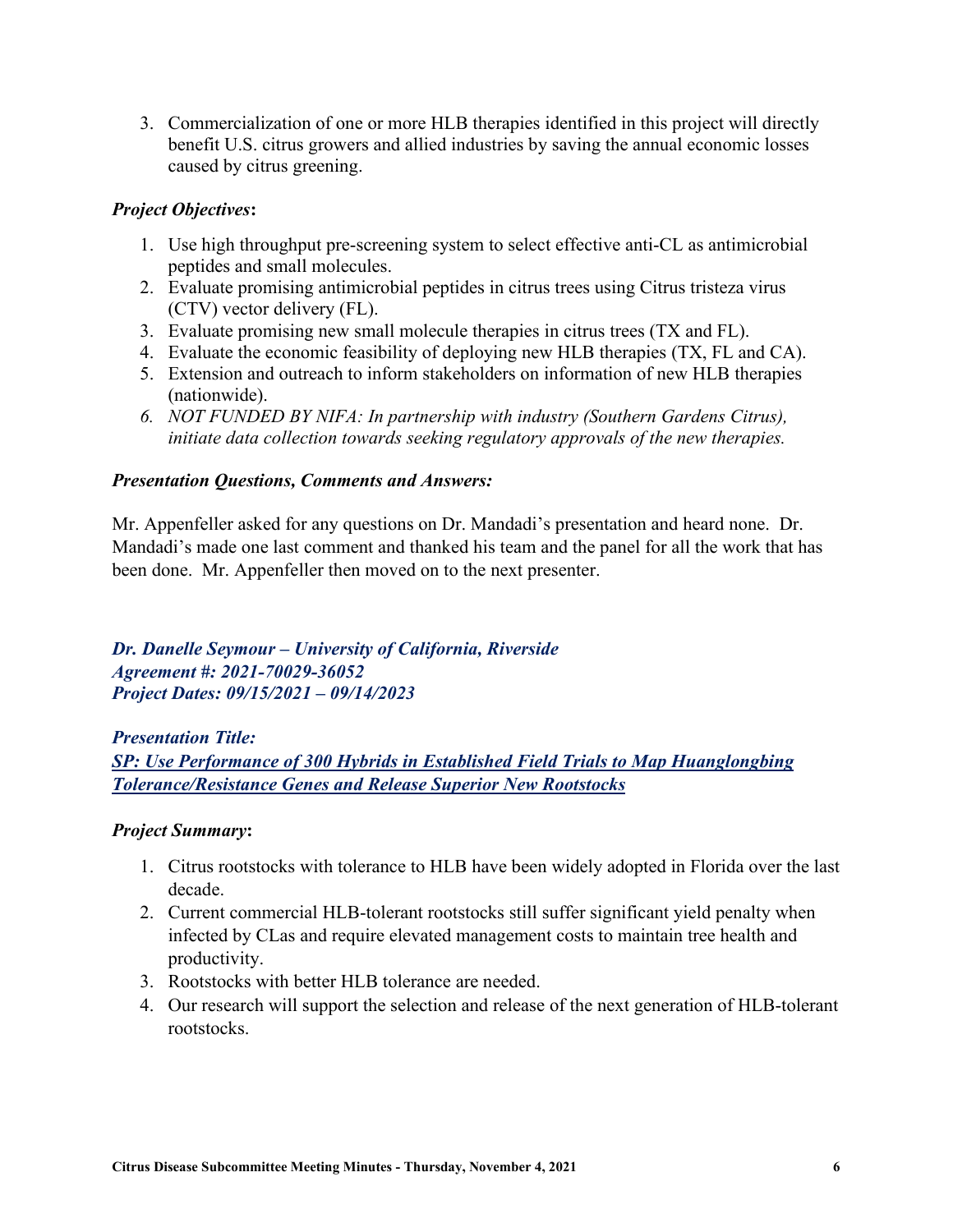3. Commercialization of one or more HLB therapies identified in this project will directly benefit U.S. citrus growers and allied industries by saving the annual economic losses caused by citrus greening.

***Project Objectives*:**

1. Use high throughput pre-screening system to select effective anti-CL as antimicrobial peptides and small molecules.
2. Evaluate promising antimicrobial peptides in citrus trees using Citrus tristeza virus (CTV) vector delivery (FL).
3. Evaluate promising new small molecule therapies in citrus trees (TX and FL).
4. Evaluate the economic feasibility of deploying new HLB therapies (TX, FL and CA).
5. Extension and outreach to inform stakeholders on information of new HLB therapies (nationwide).
6. *NOT FUNDED BY NIFA: In partnership with industry (Southern Gardens Citrus), initiate data collection towards seeking regulatory approvals of the new therapies.*

***Presentation Questions, Comments and Answers:***

Mr. Appenfeller asked for any questions on Dr. Mandadi's presentation and heard none. Dr. Mandadi's made one last comment and thanked his team and the panel for all the work that has been done. Mr. Appenfeller then moved on to the next presenter.

***Dr. Danelle Seymour – University of California, Riverside***
***Agreement #: 2021-70029-36052***
***Project Dates: 09/15/2021 – 09/14/2023***

***Presentation Title:***
***SP: Use Performance of 300 Hybrids in Established Field Trials to Map Huanglongbing Tolerance/Resistance Genes and Release Superior New Rootstocks***

***Project Summary*:**

1. Citrus rootstocks with tolerance to HLB have been widely adopted in Florida over the last decade.
2. Current commercial HLB-tolerant rootstocks still suffer significant yield penalty when infected by CLas and require elevated management costs to maintain tree health and productivity.
3. Rootstocks with better HLB tolerance are needed.
4. Our research will support the selection and release of the next generation of HLB-tolerant rootstocks.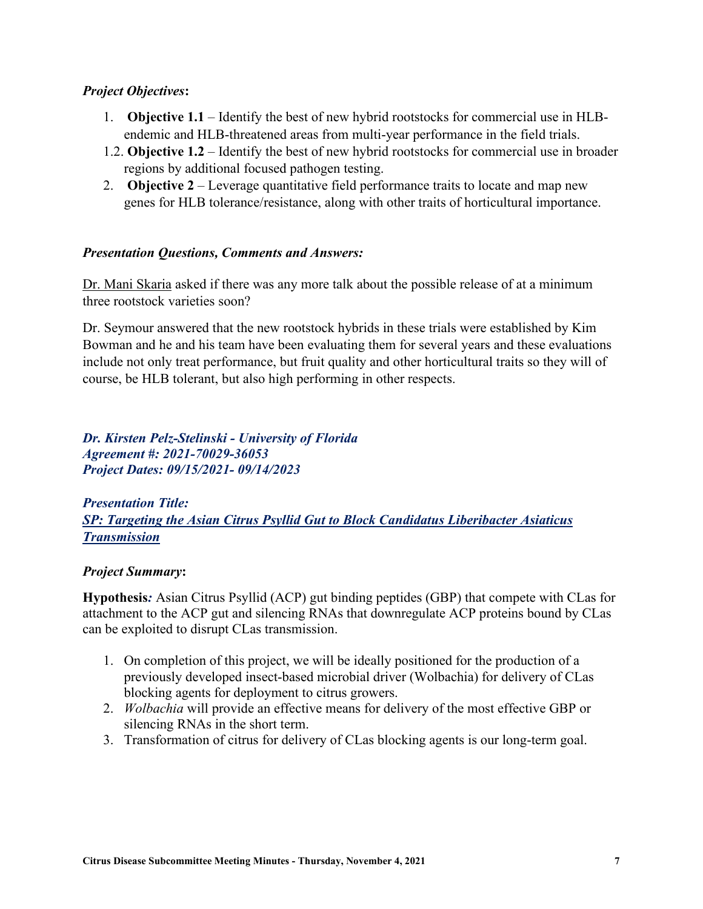***Project Objectives*:**

1. **Objective 1.1** – Identify the best of new hybrid rootstocks for commercial use in HLB-endemic and HLB-threatened areas from multi-year performance in the field trials.

1.2. **Objective 1.2** – Identify the best of new hybrid rootstocks for commercial use in broader regions by additional focused pathogen testing.

2. **Objective 2** – Leverage quantitative field performance traits to locate and map new genes for HLB tolerance/resistance, along with other traits of horticultural importance.

***Presentation Questions, Comments and Answers:***

Dr. Mani Skaria asked if there was any more talk about the possible release of at a minimum three rootstock varieties soon?

Dr. Seymour answered that the new rootstock hybrids in these trials were established by Kim Bowman and he and his team have been evaluating them for several years and these evaluations include not only treat performance, but fruit quality and other horticultural traits so they will of course, be HLB tolerant, but also high performing in other respects.

***Dr. Kirsten Pelz-Stelinski - University of Florida***
***Agreement #: 2021-70029-36053***
***Project Dates: 09/15/2021- 09/14/2023***

***Presentation Title:***
***SP: Targeting the Asian Citrus Psyllid Gut to Block Candidatus Liberibacter Asiaticus Transmission***

***Project Summary*:**

**Hypothesis***:* Asian Citrus Psyllid (ACP) gut binding peptides (GBP) that compete with CLas for attachment to the ACP gut and silencing RNAs that downregulate ACP proteins bound by CLas can be exploited to disrupt CLas transmission.

1. On completion of this project, we will be ideally positioned for the production of a previously developed insect-based microbial driver (Wolbachia) for delivery of CLas blocking agents for deployment to citrus growers.
2. *Wolbachia* will provide an effective means for delivery of the most effective GBP or silencing RNAs in the short term.
3. Transformation of citrus for delivery of CLas blocking agents is our long-term goal.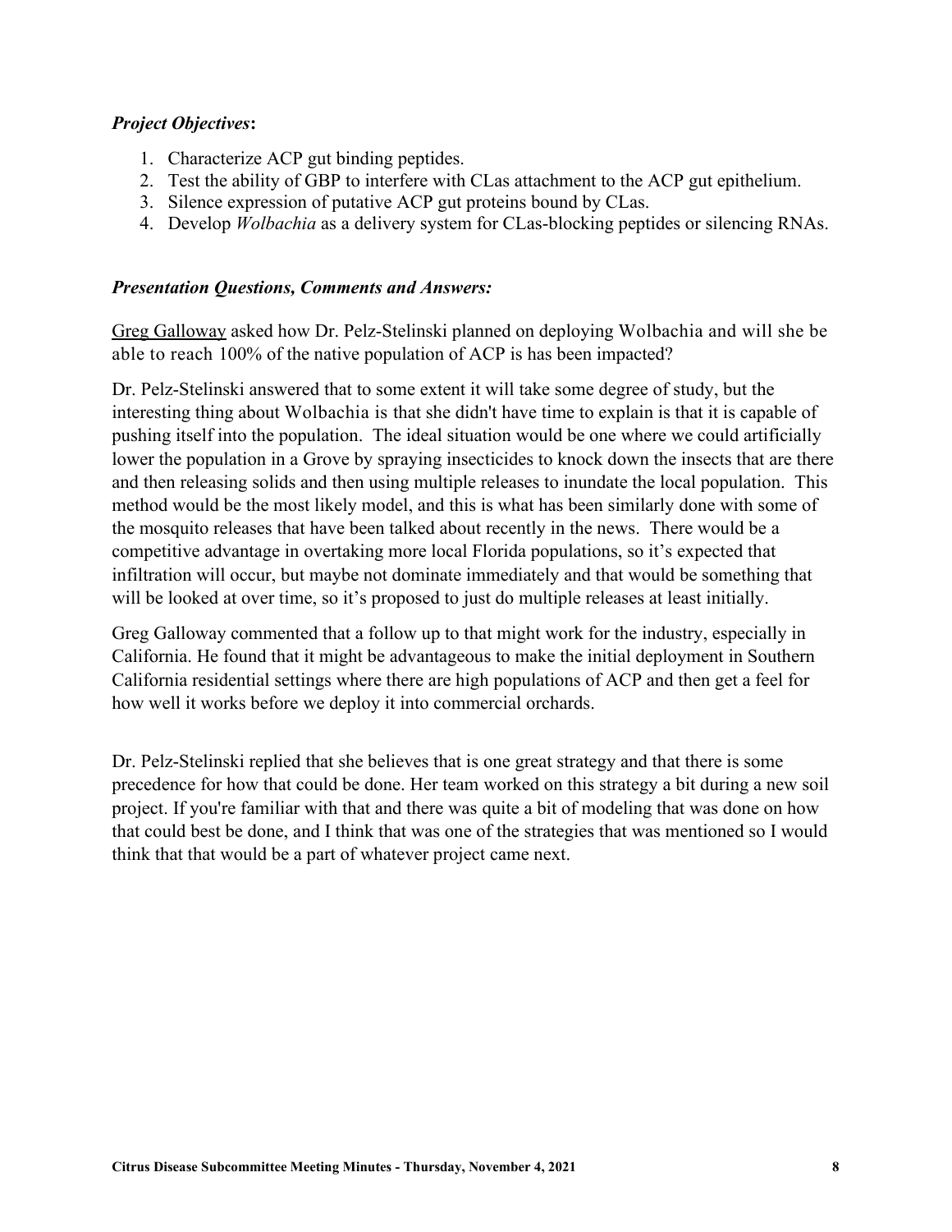***Project Objectives*:**

1. Characterize ACP gut binding peptides.
2. Test the ability of GBP to interfere with CLas attachment to the ACP gut epithelium.
3. Silence expression of putative ACP gut proteins bound by CLas.
4. Develop *Wolbachia* as a delivery system for CLas-blocking peptides or silencing RNAs.

***Presentation Questions, Comments and Answers:***

Greg Galloway asked how Dr. Pelz-Stelinski planned on deploying Wolbachia and will she be able to reach 100% of the native population of ACP is has been impacted?

Dr. Pelz-Stelinski answered that to some extent it will take some degree of study, but the interesting thing about Wolbachia is that she didn't have time to explain is that it is capable of pushing itself into the population. The ideal situation would be one where we could artificially lower the population in a Grove by spraying insecticides to knock down the insects that are there and then releasing solids and then using multiple releases to inundate the local population. This method would be the most likely model, and this is what has been similarly done with some of the mosquito releases that have been talked about recently in the news. There would be a competitive advantage in overtaking more local Florida populations, so it's expected that infiltration will occur, but maybe not dominate immediately and that would be something that will be looked at over time, so it's proposed to just do multiple releases at least initially.

Greg Galloway commented that a follow up to that might work for the industry, especially in California. He found that it might be advantageous to make the initial deployment in Southern California residential settings where there are high populations of ACP and then get a feel for how well it works before we deploy it into commercial orchards.

Dr. Pelz-Stelinski replied that she believes that is one great strategy and that there is some precedence for how that could be done. Her team worked on this strategy a bit during a new soil project. If you're familiar with that and there was quite a bit of modeling that was done on how that could best be done, and I think that was one of the strategies that was mentioned so I would think that that would be a part of whatever project came next.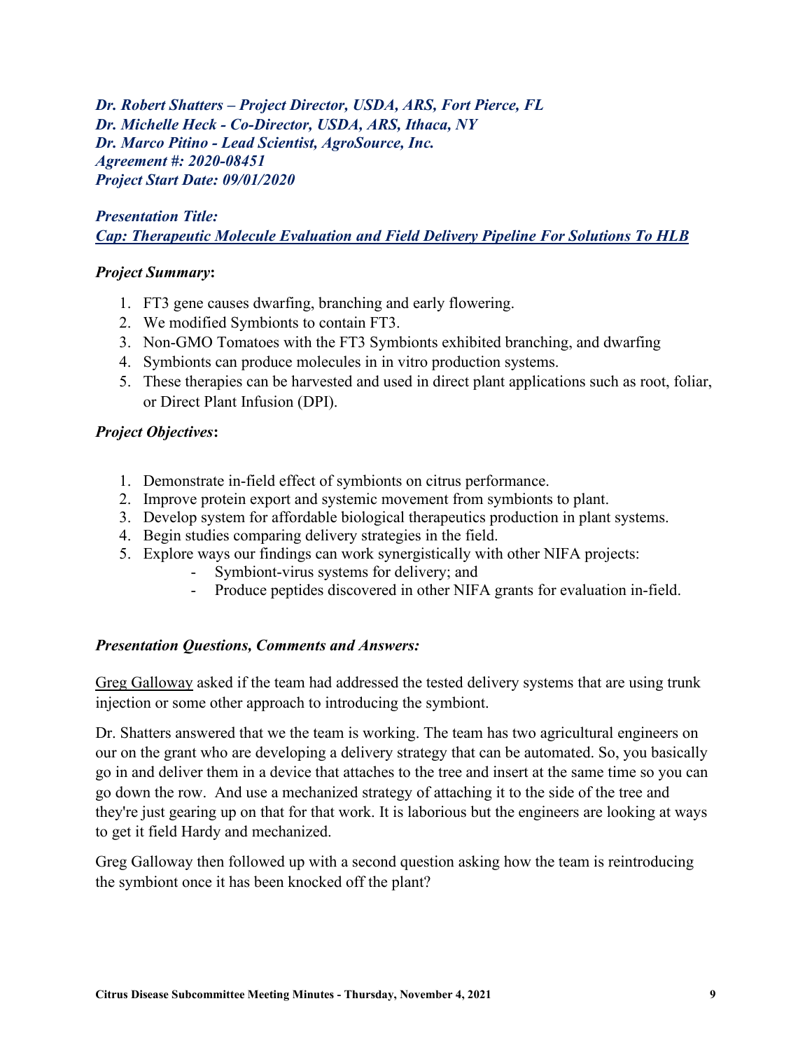***Dr. Robert Shatters – Project Director, USDA, ARS, Fort Pierce, FL***
***Dr. Michelle Heck - Co-Director, USDA, ARS, Ithaca, NY***
***Dr. Marco Pitino - Lead Scientist, AgroSource, Inc.***
***Agreement #: 2020-08451***
***Project Start Date: 09/01/2020***

***Presentation Title:***
***Cap: Therapeutic Molecule Evaluation and Field Delivery Pipeline For Solutions To HLB***

***Project Summary*:**

1. FT3 gene causes dwarfing, branching and early flowering.
2. We modified Symbionts to contain FT3.
3. Non-GMO Tomatoes with the FT3 Symbionts exhibited branching, and dwarfing
4. Symbionts can produce molecules in in vitro production systems.
5. These therapies can be harvested and used in direct plant applications such as root, foliar, or Direct Plant Infusion (DPI).

***Project Objectives*:**

1. Demonstrate in-field effect of symbionts on citrus performance.
2. Improve protein export and systemic movement from symbionts to plant.
3. Develop system for affordable biological therapeutics production in plant systems.
4. Begin studies comparing delivery strategies in the field.
5. Explore ways our findings can work synergistically with other NIFA projects:
   - Symbiont-virus systems for delivery; and
   - Produce peptides discovered in other NIFA grants for evaluation in-field.

***Presentation Questions, Comments and Answers:***

Greg Galloway asked if the team had addressed the tested delivery systems that are using trunk injection or some other approach to introducing the symbiont.

Dr. Shatters answered that we the team is working. The team has two agricultural engineers on our on the grant who are developing a delivery strategy that can be automated. So, you basically go in and deliver them in a device that attaches to the tree and insert at the same time so you can go down the row. And use a mechanized strategy of attaching it to the side of the tree and they're just gearing up on that for that work. It is laborious but the engineers are looking at ways to get it field Hardy and mechanized.

Greg Galloway then followed up with a second question asking how the team is reintroducing the symbiont once it has been knocked off the plant?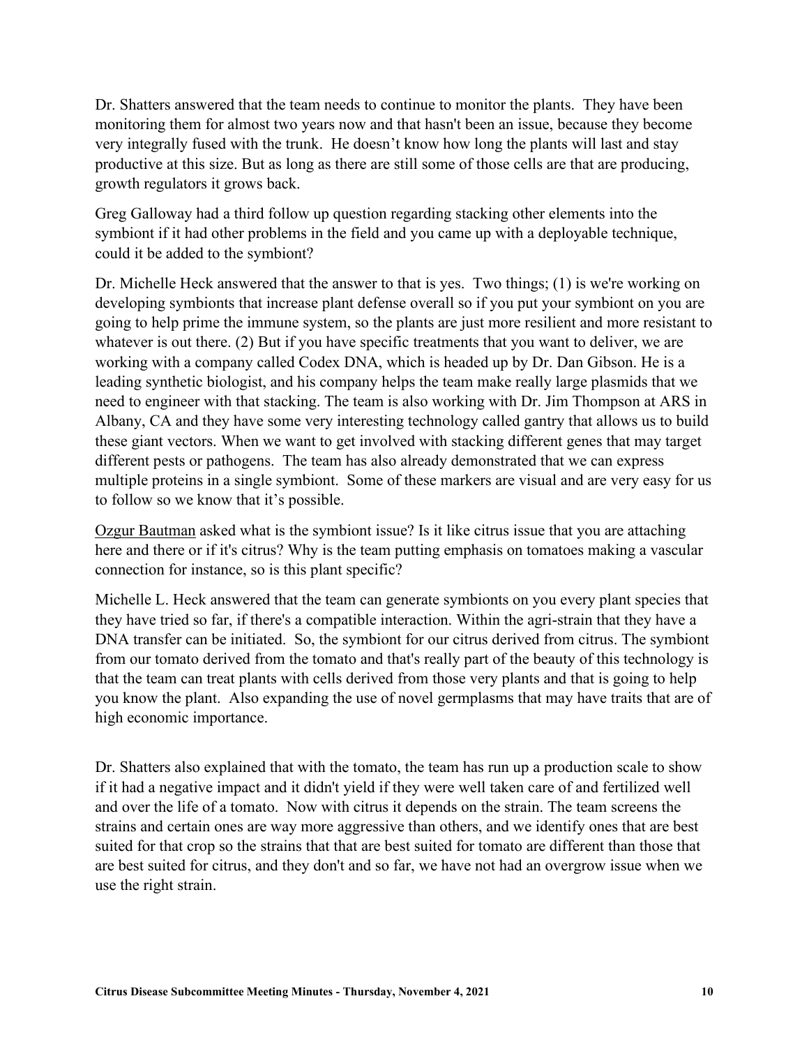Dr. Shatters answered that the team needs to continue to monitor the plants. They have been monitoring them for almost two years now and that hasn't been an issue, because they become very integrally fused with the trunk. He doesn't know how long the plants will last and stay productive at this size. But as long as there are still some of those cells are that are producing, growth regulators it grows back.

Greg Galloway had a third follow up question regarding stacking other elements into the symbiont if it had other problems in the field and you came up with a deployable technique, could it be added to the symbiont?

Dr. Michelle Heck answered that the answer to that is yes. Two things; (1) is we're working on developing symbionts that increase plant defense overall so if you put your symbiont on you are going to help prime the immune system, so the plants are just more resilient and more resistant to whatever is out there. (2) But if you have specific treatments that you want to deliver, we are working with a company called Codex DNA, which is headed up by Dr. Dan Gibson. He is a leading synthetic biologist, and his company helps the team make really large plasmids that we need to engineer with that stacking. The team is also working with Dr. Jim Thompson at ARS in Albany, CA and they have some very interesting technology called gantry that allows us to build these giant vectors. When we want to get involved with stacking different genes that may target different pests or pathogens. The team has also already demonstrated that we can express multiple proteins in a single symbiont. Some of these markers are visual and are very easy for us to follow so we know that it's possible.

Ozgur Bautman asked what is the symbiont issue? Is it like citrus issue that you are attaching here and there or if it's citrus? Why is the team putting emphasis on tomatoes making a vascular connection for instance, so is this plant specific?

Michelle L. Heck answered that the team can generate symbionts on you every plant species that they have tried so far, if there's a compatible interaction. Within the agri-strain that they have a DNA transfer can be initiated. So, the symbiont for our citrus derived from citrus. The symbiont from our tomato derived from the tomato and that's really part of the beauty of this technology is that the team can treat plants with cells derived from those very plants and that is going to help you know the plant. Also expanding the use of novel germplasms that may have traits that are of high economic importance.

Dr. Shatters also explained that with the tomato, the team has run up a production scale to show if it had a negative impact and it didn't yield if they were well taken care of and fertilized well and over the life of a tomato. Now with citrus it depends on the strain. The team screens the strains and certain ones are way more aggressive than others, and we identify ones that are best suited for that crop so the strains that that are best suited for tomato are different than those that are best suited for citrus, and they don't and so far, we have not had an overgrow issue when we use the right strain.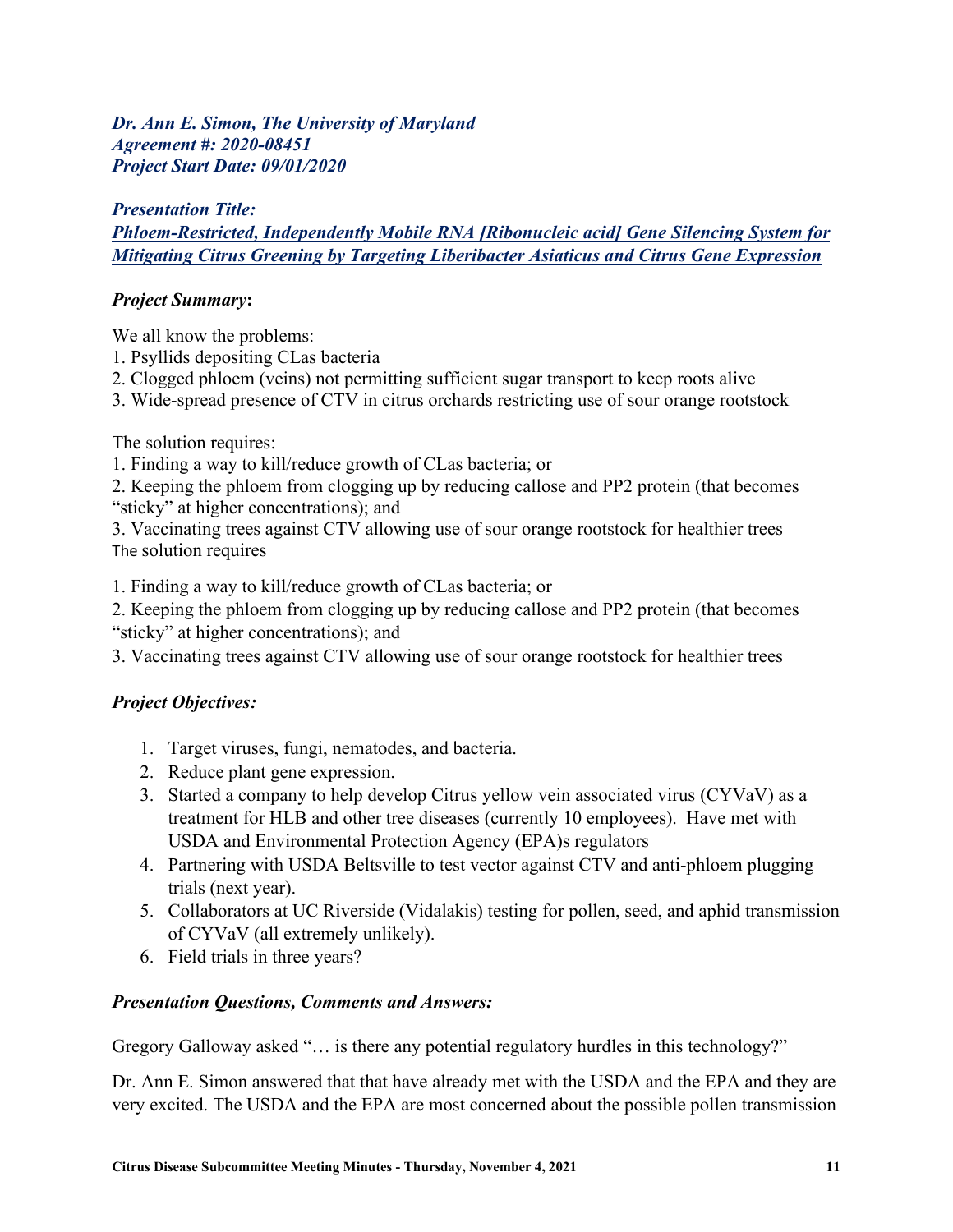***Dr. Ann E. Simon, The University of Maryland***
***Agreement #: 2020-08451***
***Project Start Date: 09/01/2020***

***Presentation Title:***
***<u>Phloem-Restricted, Independently Mobile RNA [Ribonucleic acid] Gene Silencing System for Mitigating Citrus Greening by Targeting Liberibacter Asiaticus and Citrus Gene Expression</u>***

***Project Summary*:**

We all know the problems:
1. Psyllids depositing CLas bacteria
2. Clogged phloem (veins) not permitting sufficient sugar transport to keep roots alive
3. Wide-spread presence of CTV in citrus orchards restricting use of sour orange rootstock

The solution requires:
1. Finding a way to kill/reduce growth of CLas bacteria; or
2. Keeping the phloem from clogging up by reducing callose and PP2 protein (that becomes "sticky" at higher concentrations); and
3. Vaccinating trees against CTV allowing use of sour orange rootstock for healthier trees
The solution requires

1. Finding a way to kill/reduce growth of CLas bacteria; or
2. Keeping the phloem from clogging up by reducing callose and PP2 protein (that becomes "sticky" at higher concentrations); and
3. Vaccinating trees against CTV allowing use of sour orange rootstock for healthier trees

***Project Objectives:***

1. Target viruses, fungi, nematodes, and bacteria.
2. Reduce plant gene expression.
3. Started a company to help develop Citrus yellow vein associated virus (CYVaV) as a treatment for HLB and other tree diseases (currently 10 employees). Have met with USDA and Environmental Protection Agency (EPA)s regulators
4. Partnering with USDA Beltsville to test vector against CTV and anti-phloem plugging trials (next year).
5. Collaborators at UC Riverside (Vidalakis) testing for pollen, seed, and aphid transmission of CYVaV (all extremely unlikely).
6. Field trials in three years?

***Presentation Questions, Comments and Answers:***

<u>Gregory Galloway</u> asked "… is there any potential regulatory hurdles in this technology?"

Dr. Ann E. Simon answered that that have already met with the USDA and the EPA and they are very excited. The USDA and the EPA are most concerned about the possible pollen transmission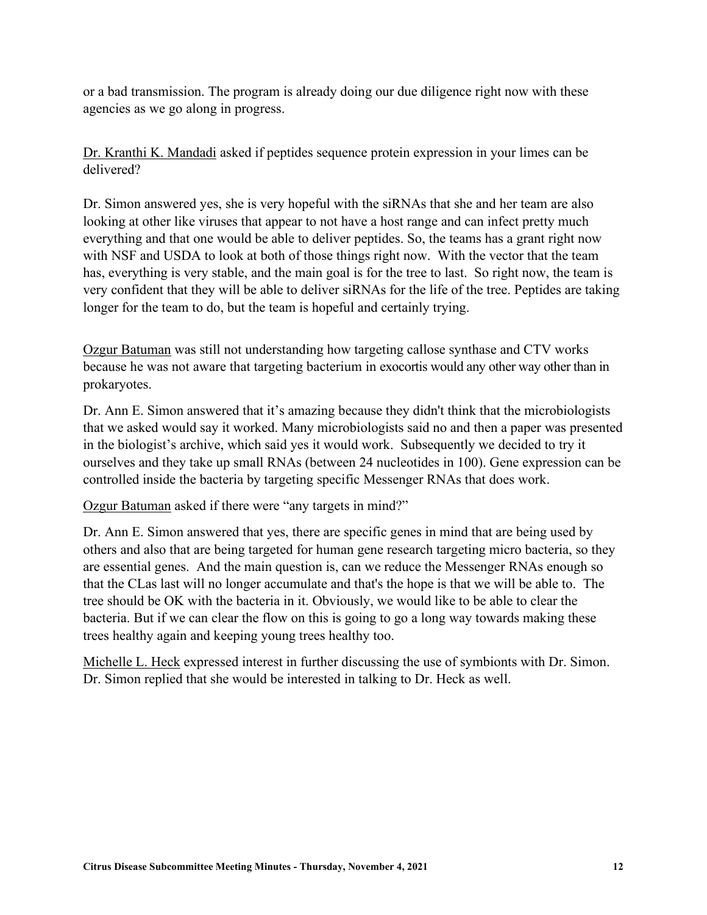or a bad transmission. The program is already doing our due diligence right now with these agencies as we go along in progress.

Dr. Kranthi K. Mandadi asked if peptides sequence protein expression in your limes can be delivered?

Dr. Simon answered yes, she is very hopeful with the siRNAs that she and her team are also looking at other like viruses that appear to not have a host range and can infect pretty much everything and that one would be able to deliver peptides. So, the teams has a grant right now with NSF and USDA to look at both of those things right now. With the vector that the team has, everything is very stable, and the main goal is for the tree to last. So right now, the team is very confident that they will be able to deliver siRNAs for the life of the tree. Peptides are taking longer for the team to do, but the team is hopeful and certainly trying.

Ozgur Batuman was still not understanding how targeting callose synthase and CTV works because he was not aware that targeting bacterium in exocortis would any other way other than in prokaryotes.

Dr. Ann E. Simon answered that it's amazing because they didn't think that the microbiologists that we asked would say it worked. Many microbiologists said no and then a paper was presented in the biologist's archive, which said yes it would work. Subsequently we decided to try it ourselves and they take up small RNAs (between 24 nucleotides in 100). Gene expression can be controlled inside the bacteria by targeting specific Messenger RNAs that does work.

Ozgur Batuman asked if there were "any targets in mind?"

Dr. Ann E. Simon answered that yes, there are specific genes in mind that are being used by others and also that are being targeted for human gene research targeting micro bacteria, so they are essential genes. And the main question is, can we reduce the Messenger RNAs enough so that the CLas last will no longer accumulate and that's the hope is that we will be able to. The tree should be OK with the bacteria in it. Obviously, we would like to be able to clear the bacteria. But if we can clear the flow on this is going to go a long way towards making these trees healthy again and keeping young trees healthy too.

Michelle L. Heck expressed interest in further discussing the use of symbionts with Dr. Simon. Dr. Simon replied that she would be interested in talking to Dr. Heck as well.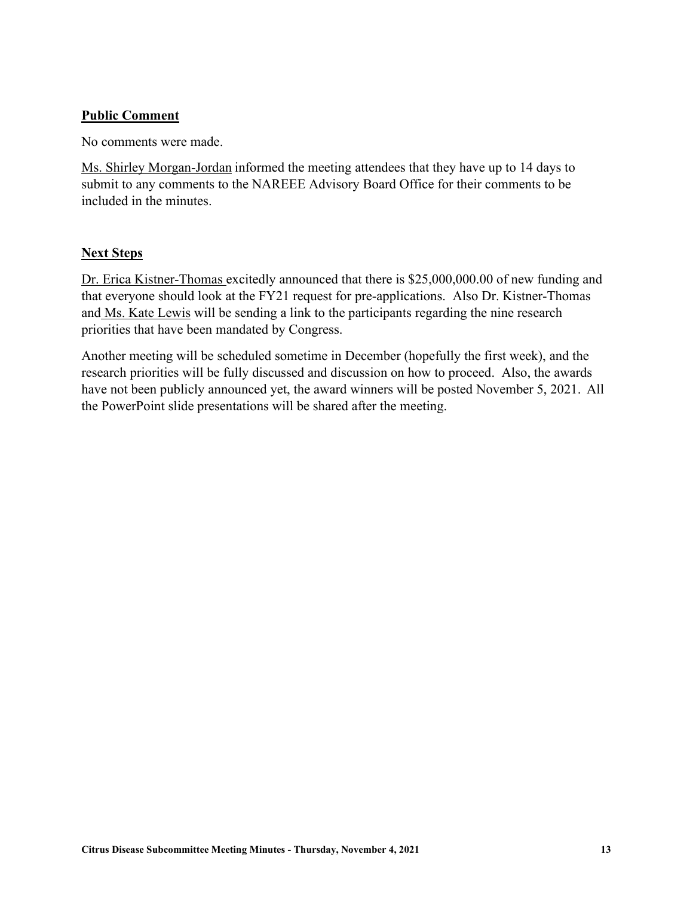## Public Comment

No comments were made.

Ms. Shirley Morgan-Jordan informed the meeting attendees that they have up to 14 days to submit to any comments to the NAREEE Advisory Board Office for their comments to be included in the minutes.

## Next Steps

Dr. Erica Kistner-Thomas excitedly announced that there is $25,000,000.00 of new funding and that everyone should look at the FY21 request for pre-applications. Also Dr. Kistner-Thomas and Ms. Kate Lewis will be sending a link to the participants regarding the nine research priorities that have been mandated by Congress.

Another meeting will be scheduled sometime in December (hopefully the first week), and the research priorities will be fully discussed and discussion on how to proceed. Also, the awards have not been publicly announced yet, the award winners will be posted November 5, 2021. All the PowerPoint slide presentations will be shared after the meeting.